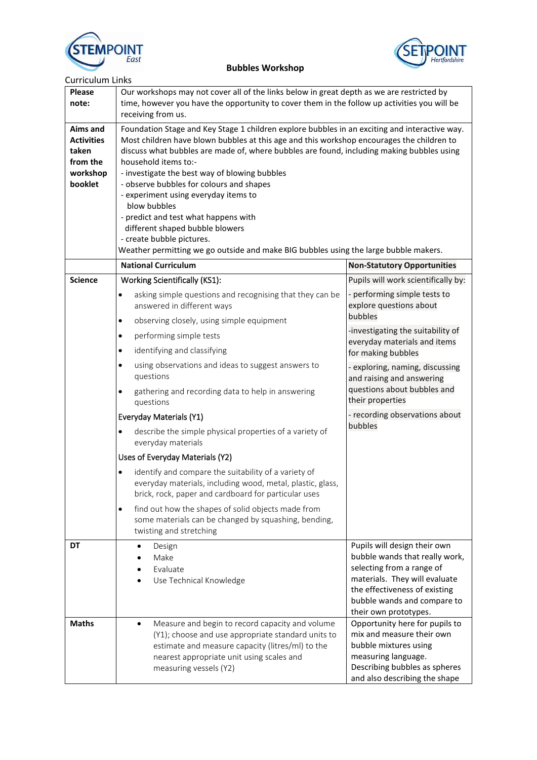# Bubbles Workshop

Curriculum Links

| | | |
|---|---|---|
| **Please note:** | Our workshops may not cover all of the links below in great depth as we are restricted by time, however you have the opportunity to cover them in the follow up activities you will be receiving from us. | |
| **Aims and Activities taken from the workshop booklet** | Foundation Stage and Key Stage 1 children explore bubbles in an exciting and interactive way. Most children have blown bubbles at this age and this workshop encourages the children to discuss what bubbles are made of, where bubbles are found, including making bubbles using household items to:-<br>- investigate the best way of blowing bubbles<br>- observe bubbles for colours and shapes<br>- experiment using everyday items to blow bubbles<br>- predict and test what happens with different shaped bubble blowers<br>- create bubble pictures.<br>Weather permitting we go outside and make BIG bubbles using the large bubble makers. | |
| | **National Curriculum** | **Non-Statutory Opportunities** |
| **Science** | Working Scientifically (KS1):<br>• asking simple questions and recognising that they can be answered in different ways<br>• observing closely, using simple equipment<br>• performing simple tests<br>• identifying and classifying<br>• using observations and ideas to suggest answers to questions<br>• gathering and recording data to help in answering questions<br>Everyday Materials (Y1)<br>• describe the simple physical properties of a variety of everyday materials<br>Uses of Everyday Materials (Y2)<br>• identify and compare the suitability of a variety of everyday materials, including wood, metal, glass, plastic, brick, rock, paper and cardboard for particular uses<br>• find out how the shapes of solid objects made from some materials can be changed by squashing, bending, twisting and stretching | Pupils will work scientifically by:<br>- performing simple tests to explore questions about bubbles<br>-investigating the suitability of everyday materials and items for making bubbles<br>- exploring, naming, discussing and raising and answering questions about bubbles and their properties<br>- recording observations about bubbles |
| **DT** | • Design<br>• Make<br>• Evaluate<br>• Use Technical Knowledge | Pupils will design their own bubble wands that really work, selecting from a range of materials. They will evaluate the effectiveness of existing bubble wands and compare to their own prototypes. |
| **Maths** | • Measure and begin to record capacity and volume (Y1); choose and use appropriate standard units to estimate and measure capacity (litres/ml) to the nearest appropriate unit using scales and measuring vessels (Y2) | Opportunity here for pupils to mix and measure their own bubble mixtures using measuring language. Describing bubbles as spheres and also describing the shape |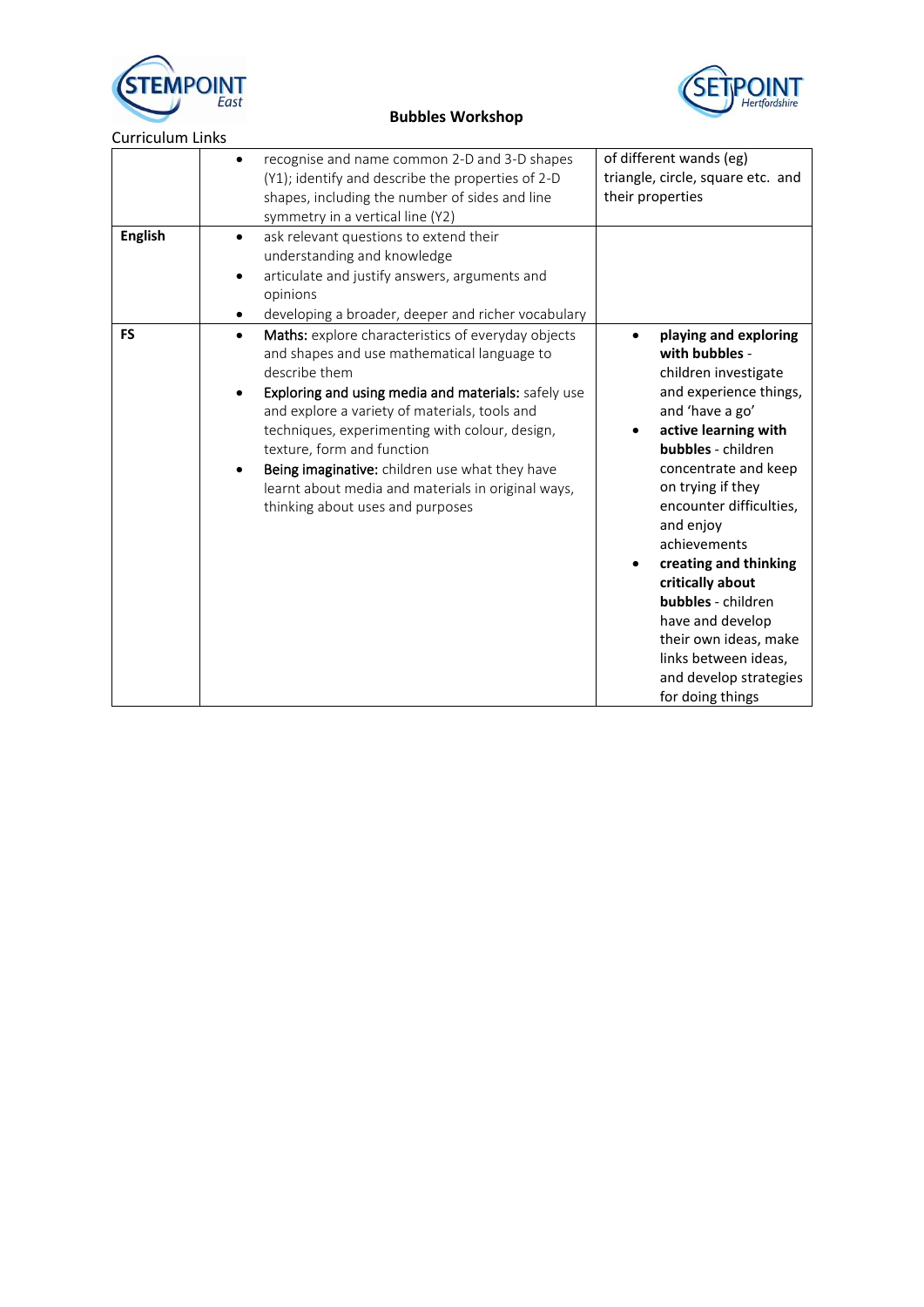## Bubbles Workshop

Curriculum Links

| | | |
|---|---|---|
| | • recognise and name common 2-D and 3-D shapes (Y1); identify and describe the properties of 2-D shapes, including the number of sides and line symmetry in a vertical line (Y2) | of different wands (eg) triangle, circle, square etc. and their properties |
| **English** | • ask relevant questions to extend their understanding and knowledge<br>• articulate and justify answers, arguments and opinions<br>• developing a broader, deeper and richer vocabulary | |
| **FS** | • Maths: explore characteristics of everyday objects and shapes and use mathematical language to describe them<br>• Exploring and using media and materials: safely use and explore a variety of materials, tools and techniques, experimenting with colour, design, texture, form and function<br>• Being imaginative: children use what they have learnt about media and materials in original ways, thinking about uses and purposes | • **playing and exploring with bubbles** - children investigate and experience things, and 'have a go'<br>• **active learning with bubbles** - children concentrate and keep on trying if they encounter difficulties, and enjoy achievements<br>• **creating and thinking critically about bubbles** - children have and develop their own ideas, make links between ideas, and develop strategies for doing things |